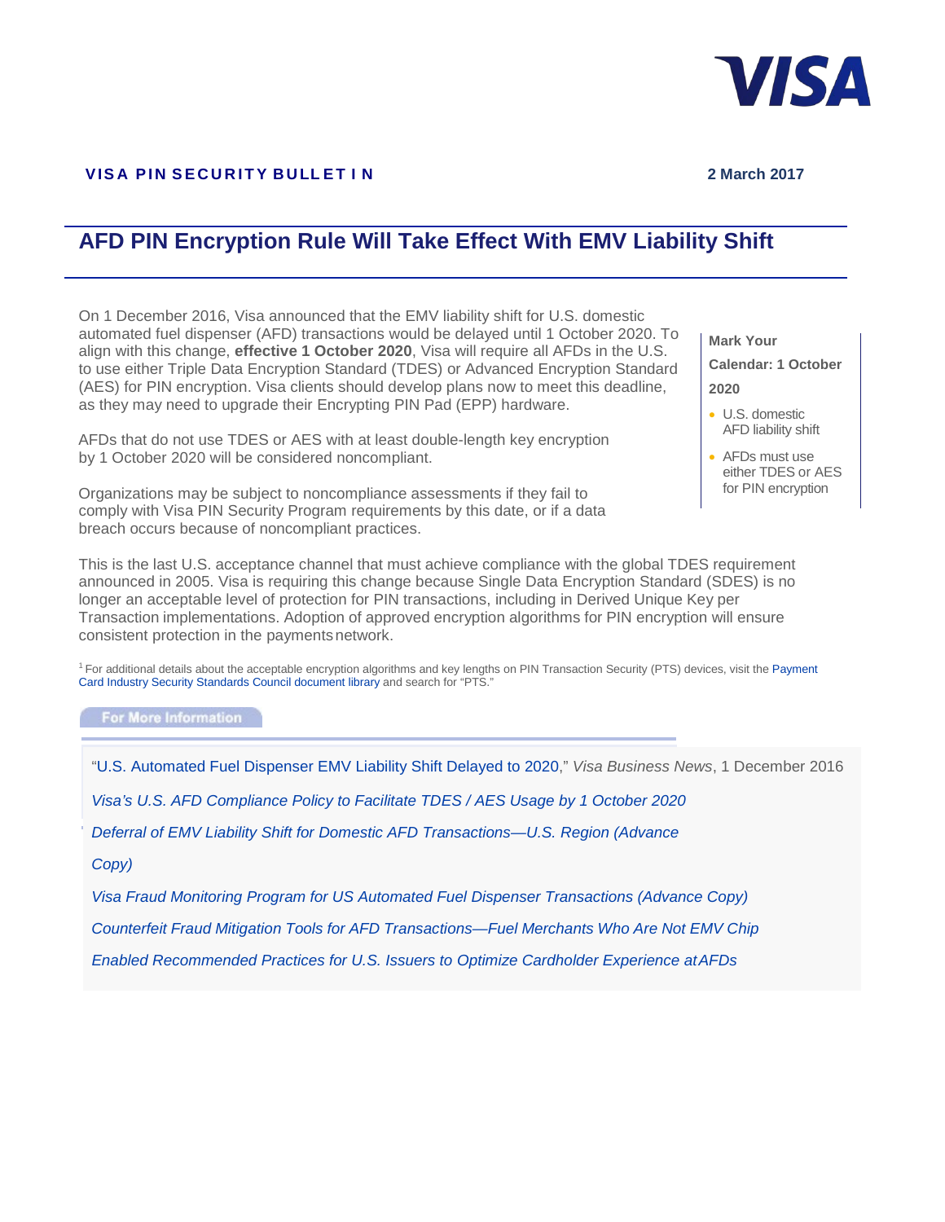**VISA PIN SECURITY BULLETIN**

**2 March 2017**

# AFD PIN Encryption Rule Will Take Effect With EMV Liability Shift

On 1 December 2016, Visa announced that the EMV liability shift for U.S. domestic automated fuel dispenser (AFD) transactions would be delayed until 1 October 2020. To align with this change, **effective 1 October 2020**, Visa will require all AFDs in the U.S. to use either Triple Data Encryption Standard (TDES) or Advanced Encryption Standard (AES) for PIN encryption. Visa clients should develop plans now to meet this deadline, as they may need to upgrade their Encrypting PIN Pad (EPP) hardware.

AFDs that do not use TDES or AES with at least double-length key encryption by 1 October 2020 will be considered noncompliant.

Organizations may be subject to noncompliance assessments if they fail to comply with Visa PIN Security Program requirements by this date, or if a data breach occurs because of noncompliant practices.

**Mark Your Calendar: 1 October 2020**

- U.S. domestic AFD liability shift
- AFDs must use either TDES or AES for PIN encryption

This is the last U.S. acceptance channel that must achieve compliance with the global TDES requirement announced in 2005. Visa is requiring this change because Single Data Encryption Standard (SDES) is no longer an acceptable level of protection for PIN transactions, including in Derived Unique Key per Transaction implementations. Adoption of approved encryption algorithms for PIN encryption will ensure consistent protection in the payments network.

[1] For additional details about the acceptable encryption algorithms and key lengths on PIN Transaction Security (PTS) devices, visit the Payment Card Industry Security Standards Council document library and search for "PTS."

## For More Information

"U.S. Automated Fuel Dispenser EMV Liability Shift Delayed to 2020," *Visa Business News*, 1 December 2016

*Visa's U.S. AFD Compliance Policy to Facilitate TDES / AES Usage by 1 October 2020*

*Deferral of EMV Liability Shift for Domestic AFD Transactions—U.S. Region (Advance Copy)*

*Visa Fraud Monitoring Program for US Automated Fuel Dispenser Transactions (Advance Copy)*

*Counterfeit Fraud Mitigation Tools for AFD Transactions—Fuel Merchants Who Are Not EMV Chip Enabled Recommended Practices for U.S. Issuers to Optimize Cardholder Experience at AFDs*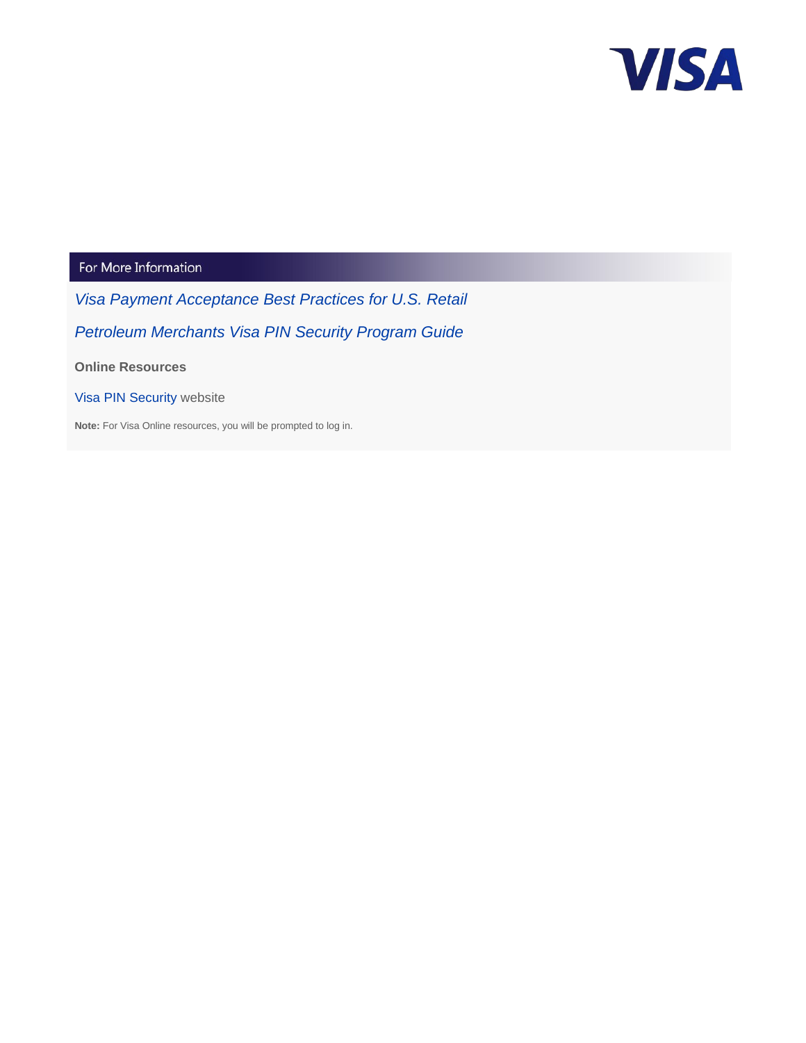## For More Information

*Visa Payment Acceptance Best Practices for U.S. Retail*

*Petroleum Merchants Visa PIN Security Program Guide*

**Online Resources**

Visa PIN Security website

**Note:** For Visa Online resources, you will be prompted to log in.